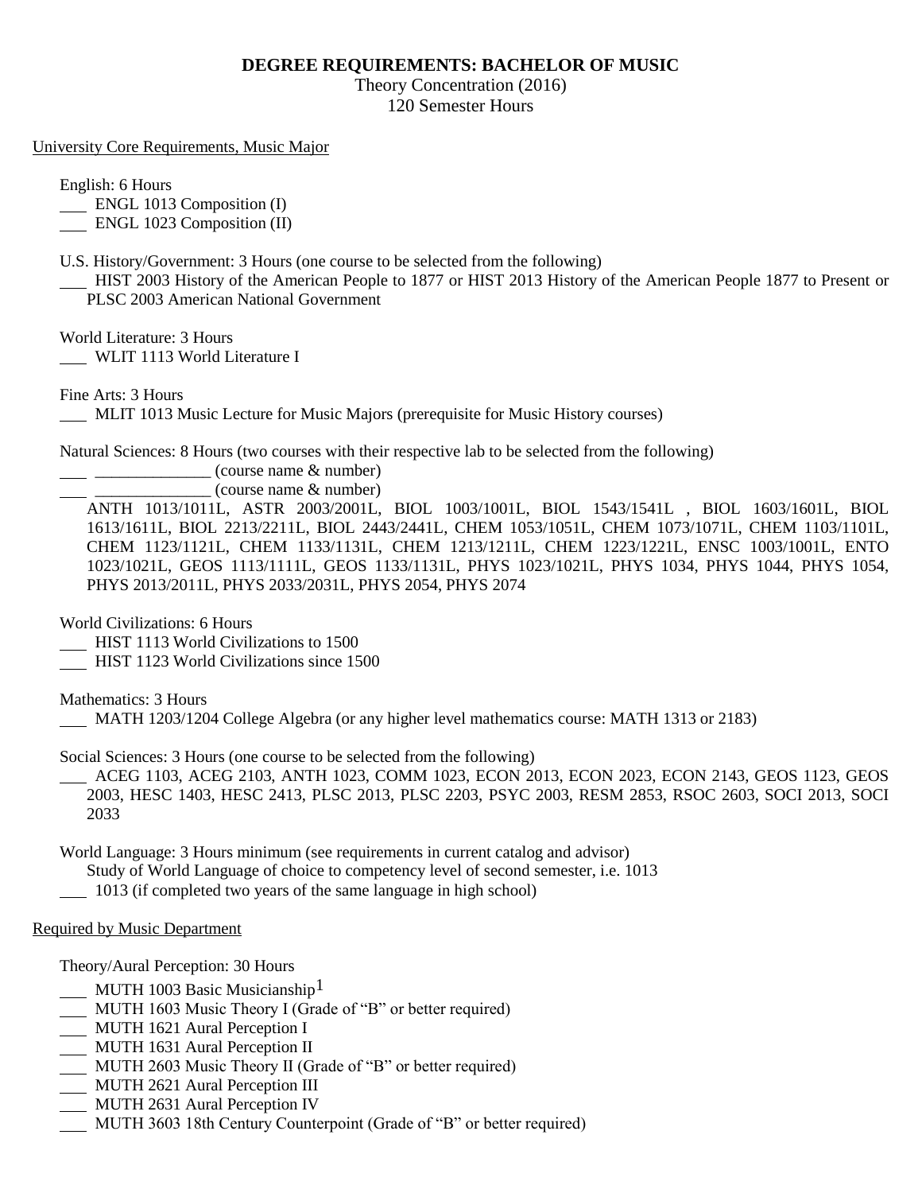# DEGREE REQUIREMENTS: BACHELOR OF MUSIC

Theory Concentration (2016)
120 Semester Hours

University Core Requirements, Music Major

English: 6 Hours

- ___ ENGL 1013 Composition (I)
- ___ ENGL 1023 Composition (II)

U.S. History/Government: 3 Hours (one course to be selected from the following)

- ___ HIST 2003 History of the American People to 1877 or HIST 2013 History of the American People 1877 to Present or PLSC 2003 American National Government

World Literature: 3 Hours

- ___ WLIT 1113 World Literature I

Fine Arts: 3 Hours

- ___ MLIT 1013 Music Lecture for Music Majors (prerequisite for Music History courses)

Natural Sciences: 8 Hours (two courses with their respective lab to be selected from the following)

- ___ ______________ (course name & number)
- ___ ______________ (course name & number)

ANTH 1013/1011L, ASTR 2003/2001L, BIOL 1003/1001L, BIOL 1543/1541L , BIOL 1603/1601L, BIOL 1613/1611L, BIOL 2213/2211L, BIOL 2443/2441L, CHEM 1053/1051L, CHEM 1073/1071L, CHEM 1103/1101L, CHEM 1123/1121L, CHEM 1133/1131L, CHEM 1213/1211L, CHEM 1223/1221L, ENSC 1003/1001L, ENTO 1023/1021L, GEOS 1113/1111L, GEOS 1133/1131L, PHYS 1023/1021L, PHYS 1034, PHYS 1044, PHYS 1054, PHYS 2013/2011L, PHYS 2033/2031L, PHYS 2054, PHYS 2074

World Civilizations: 6 Hours

- ___ HIST 1113 World Civilizations to 1500
- ___ HIST 1123 World Civilizations since 1500

Mathematics: 3 Hours

- ___ MATH 1203/1204 College Algebra (or any higher level mathematics course: MATH 1313 or 2183)

Social Sciences: 3 Hours (one course to be selected from the following)

- ___ ACEG 1103, ACEG 2103, ANTH 1023, COMM 1023, ECON 2013, ECON 2023, ECON 2143, GEOS 1123, GEOS 2003, HESC 1403, HESC 2413, PLSC 2013, PLSC 2203, PSYC 2003, RESM 2853, RSOC 2603, SOCI 2013, SOCI 2033

World Language: 3 Hours minimum (see requirements in current catalog and advisor)

Study of World Language of choice to competency level of second semester, i.e. 1013

- ___ 1013 (if completed two years of the same language in high school)

Required by Music Department

Theory/Aural Perception: 30 Hours

- ___ MUTH 1003 Basic Musicianship[1]
- ___ MUTH 1603 Music Theory I (Grade of "B" or better required)
- ___ MUTH 1621 Aural Perception I
- ___ MUTH 1631 Aural Perception II
- ___ MUTH 2603 Music Theory II (Grade of "B" or better required)
- ___ MUTH 2621 Aural Perception III
- ___ MUTH 2631 Aural Perception IV
- ___ MUTH 3603 18th Century Counterpoint (Grade of "B" or better required)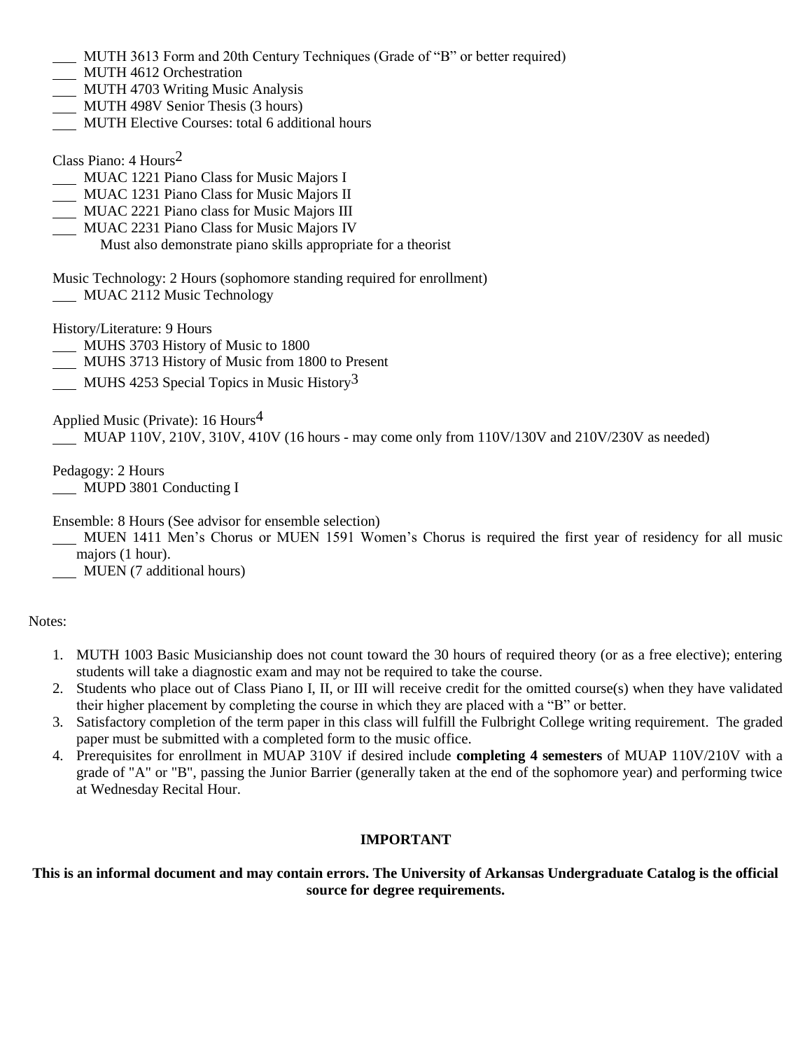___ MUTH 3613 Form and 20th Century Techniques (Grade of "B" or better required)
___ MUTH 4612 Orchestration
___ MUTH 4703 Writing Music Analysis
___ MUTH 498V Senior Thesis (3 hours)
___ MUTH Elective Courses: total 6 additional hours

Class Piano: 4 Hours[2]
___ MUAC 1221 Piano Class for Music Majors I
___ MUAC 1231 Piano Class for Music Majors II
___ MUAC 2221 Piano class for Music Majors III
___ MUAC 2231 Piano Class for Music Majors IV
Must also demonstrate piano skills appropriate for a theorist

Music Technology: 2 Hours (sophomore standing required for enrollment)
___ MUAC 2112 Music Technology

History/Literature: 9 Hours
___ MUHS 3703 History of Music to 1800
___ MUHS 3713 History of Music from 1800 to Present
___ MUHS 4253 Special Topics in Music History[3]

Applied Music (Private): 16 Hours[4]
___ MUAP 110V, 210V, 310V, 410V (16 hours - may come only from 110V/130V and 210V/230V as needed)

Pedagogy: 2 Hours
___ MUPD 3801 Conducting I

Ensemble: 8 Hours (See advisor for ensemble selection)
___ MUEN 1411 Men's Chorus or MUEN 1591 Women's Chorus is required the first year of residency for all music majors (1 hour).
___ MUEN (7 additional hours)

Notes:

1. MUTH 1003 Basic Musicianship does not count toward the 30 hours of required theory (or as a free elective); entering students will take a diagnostic exam and may not be required to take the course.
2. Students who place out of Class Piano I, II, or III will receive credit for the omitted course(s) when they have validated their higher placement by completing the course in which they are placed with a "B" or better.
3. Satisfactory completion of the term paper in this class will fulfill the Fulbright College writing requirement. The graded paper must be submitted with a completed form to the music office.
4. Prerequisites for enrollment in MUAP 310V if desired include **completing 4 semesters** of MUAP 110V/210V with a grade of "A" or "B", passing the Junior Barrier (generally taken at the end of the sophomore year) and performing twice at Wednesday Recital Hour.

**IMPORTANT**

**This is an informal document and may contain errors. The University of Arkansas Undergraduate Catalog is the official source for degree requirements.**